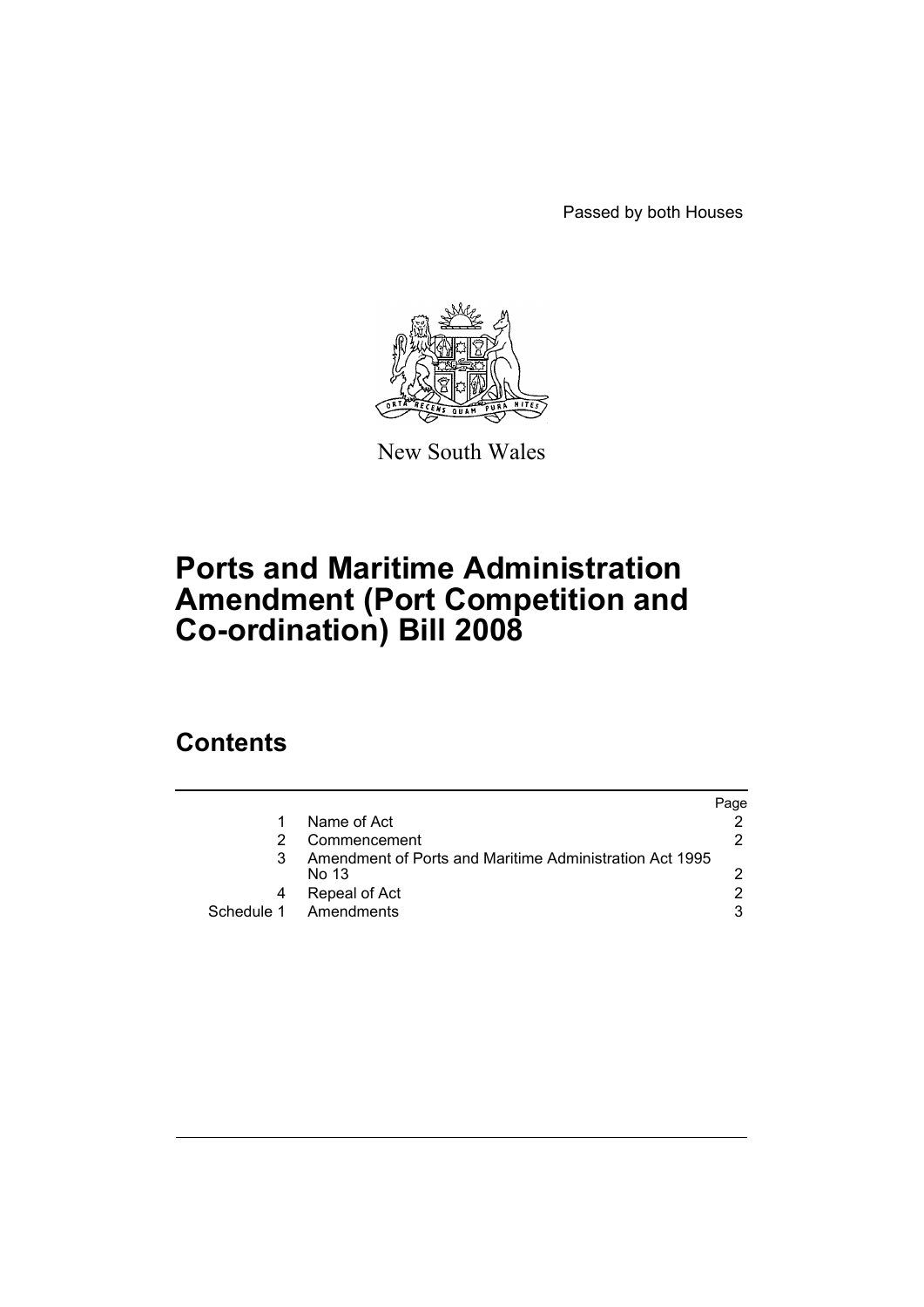Passed by both Houses

New South Wales

# Ports and Maritime Administration Amendment (Port Competition and Co-ordination) Bill 2008

## Contents

| | | Page |
|---|---|---|
| 1 | Name of Act | 2 |
| 2 | Commencement | 2 |
| 3 | Amendment of Ports and Maritime Administration Act 1995 No 13 | 2 |
| 4 | Repeal of Act | 2 |
| Schedule 1 | Amendments | 3 |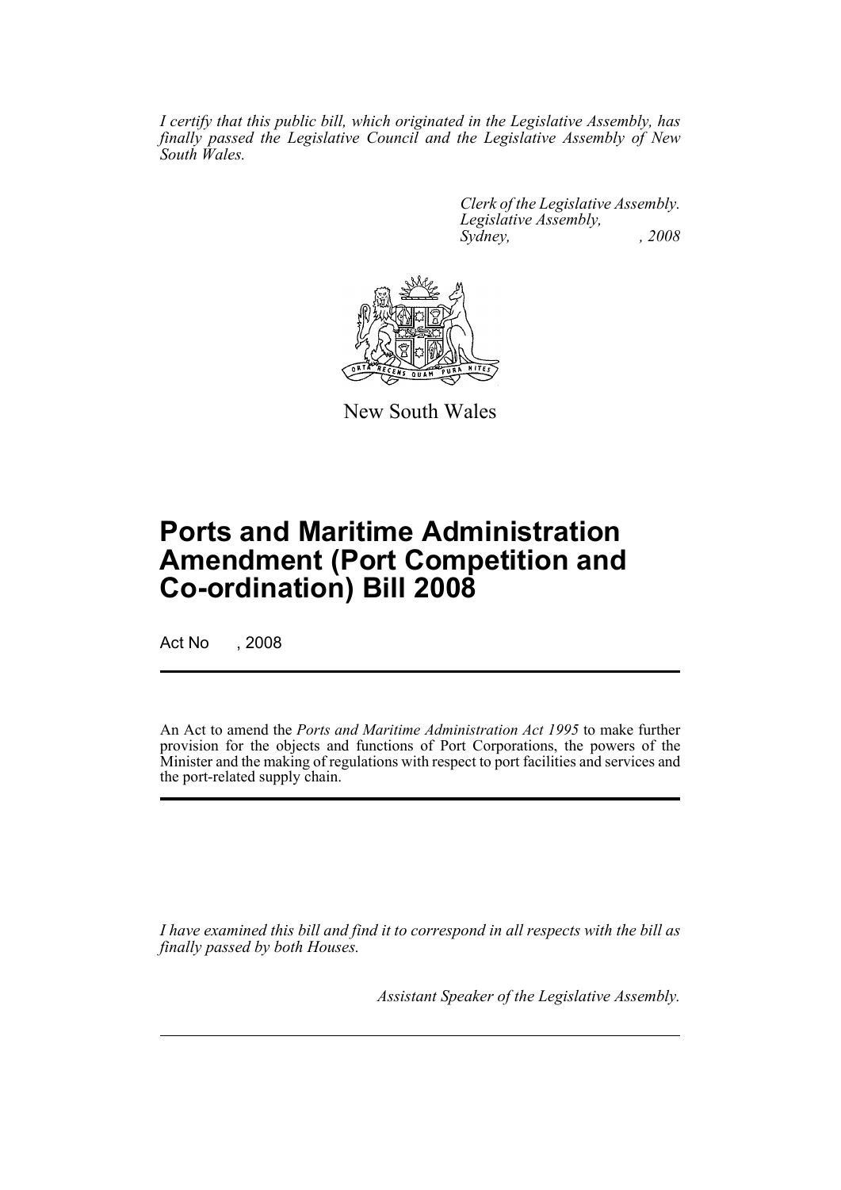*I certify that this public bill, which originated in the Legislative Assembly, has finally passed the Legislative Council and the Legislative Assembly of New South Wales.*

*Clerk of the Legislative Assembly.*
*Legislative Assembly,*
*Sydney, , 2008*

New South Wales

# Ports and Maritime Administration Amendment (Port Competition and Co-ordination) Bill 2008

Act No , 2008

An Act to amend the *Ports and Maritime Administration Act 1995* to make further provision for the objects and functions of Port Corporations, the powers of the Minister and the making of regulations with respect to port facilities and services and the port-related supply chain.

*I have examined this bill and find it to correspond in all respects with the bill as finally passed by both Houses.*

*Assistant Speaker of the Legislative Assembly.*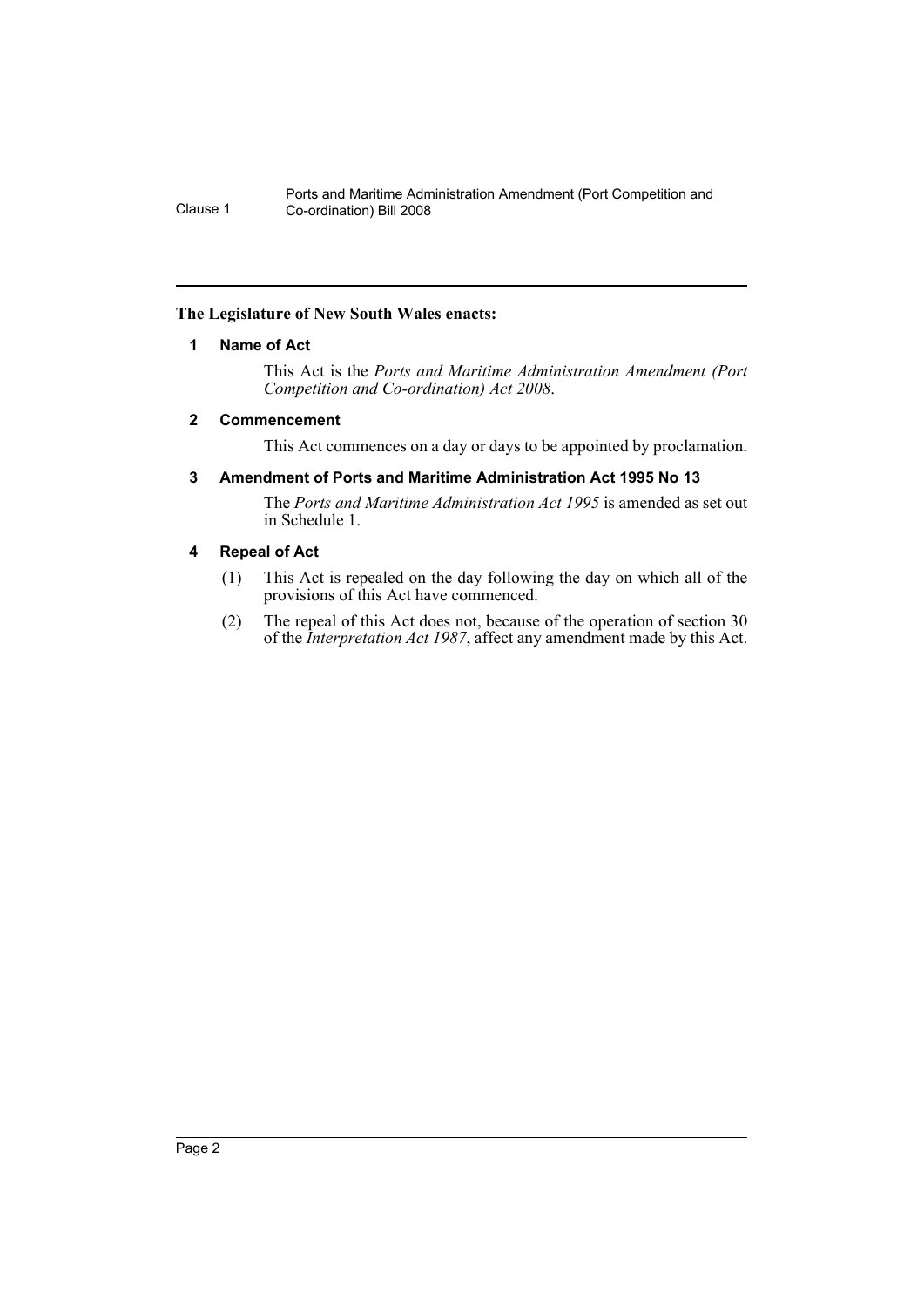**The Legislature of New South Wales enacts:**

## 1 Name of Act

This Act is the *Ports and Maritime Administration Amendment (Port Competition and Co-ordination) Act 2008*.

## 2 Commencement

This Act commences on a day or days to be appointed by proclamation.

## 3 Amendment of Ports and Maritime Administration Act 1995 No 13

The *Ports and Maritime Administration Act 1995* is amended as set out in Schedule 1.

## 4 Repeal of Act

(1) This Act is repealed on the day following the day on which all of the provisions of this Act have commenced.

(2) The repeal of this Act does not, because of the operation of section 30 of the *Interpretation Act 1987*, affect any amendment made by this Act.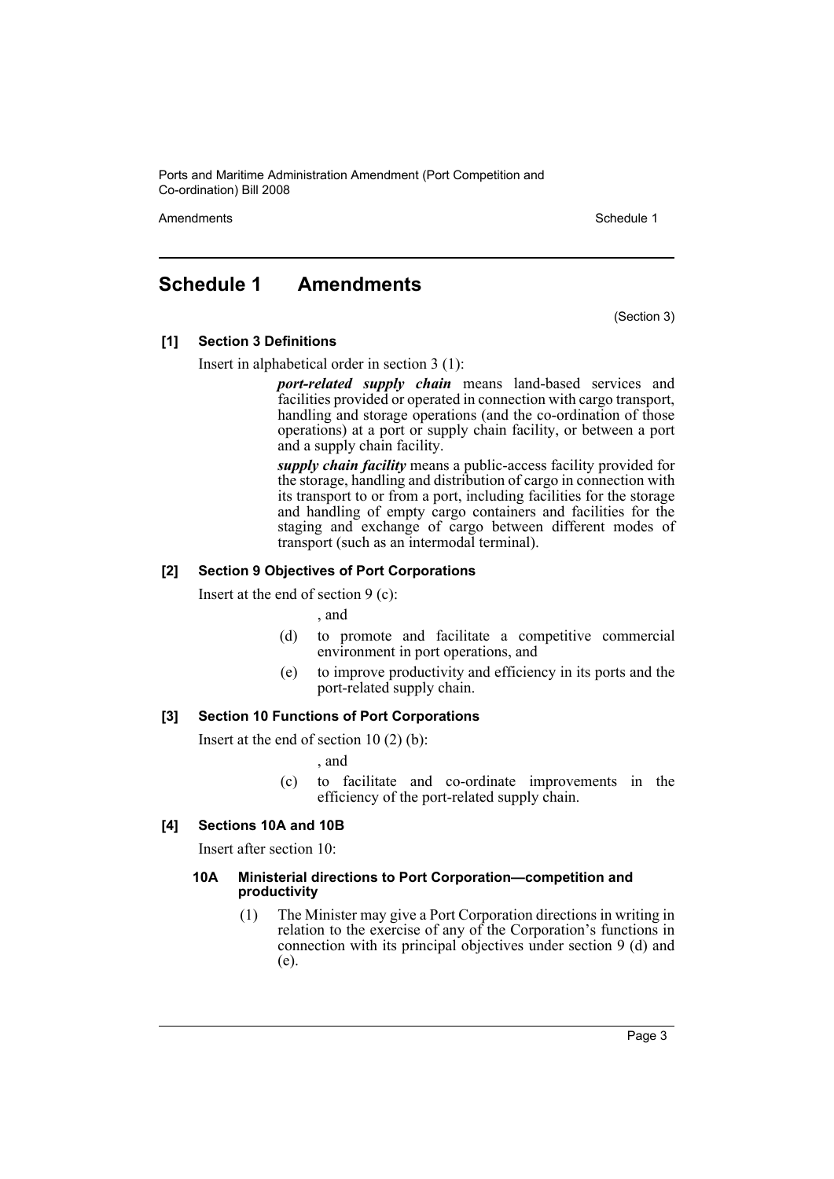# Schedule 1 Amendments

(Section 3)

**[1] Section 3 Definitions**

Insert in alphabetical order in section 3 (1):

> ***port-related supply chain*** means land-based services and facilities provided or operated in connection with cargo transport, handling and storage operations (and the co-ordination of those operations) at a port or supply chain facility, or between a port and a supply chain facility.
>
> ***supply chain facility*** means a public-access facility provided for the storage, handling and distribution of cargo in connection with its transport to or from a port, including facilities for the storage and handling of empty cargo containers and facilities for the staging and exchange of cargo between different modes of transport (such as an intermodal terminal).

**[2] Section 9 Objectives of Port Corporations**

Insert at the end of section 9 (c):

> , and
>
> (d) to promote and facilitate a competitive commercial environment in port operations, and
>
> (e) to improve productivity and efficiency in its ports and the port-related supply chain.

**[3] Section 10 Functions of Port Corporations**

Insert at the end of section 10 (2) (b):

> , and
>
> (c) to facilitate and co-ordinate improvements in the efficiency of the port-related supply chain.

**[4] Sections 10A and 10B**

Insert after section 10:

> **10A Ministerial directions to Port Corporation—competition and productivity**
>
> (1) The Minister may give a Port Corporation directions in writing in relation to the exercise of any of the Corporation's functions in connection with its principal objectives under section 9 (d) and (e).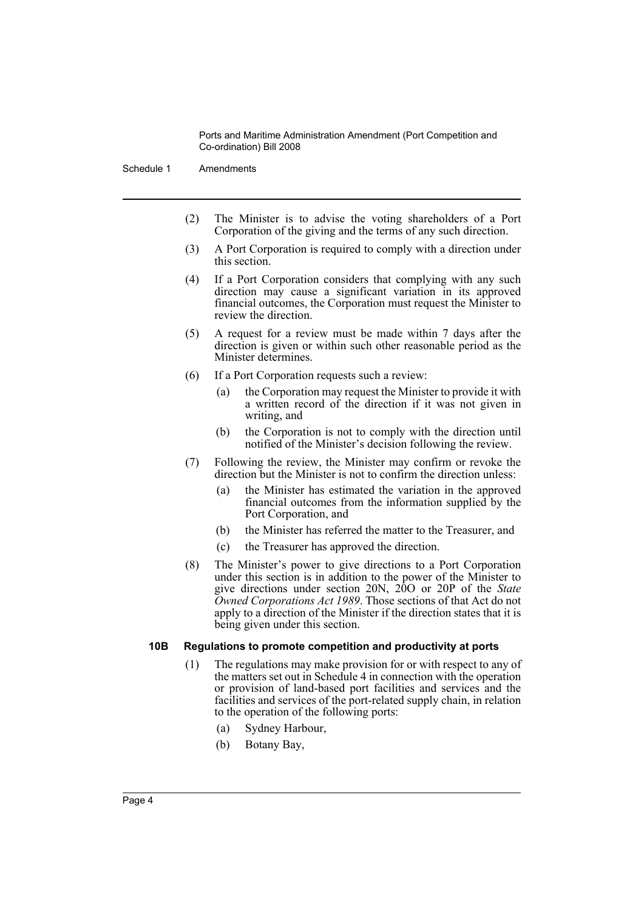(2) The Minister is to advise the voting shareholders of a Port Corporation of the giving and the terms of any such direction.

(3) A Port Corporation is required to comply with a direction under this section.

(4) If a Port Corporation considers that complying with any such direction may cause a significant variation in its approved financial outcomes, the Corporation must request the Minister to review the direction.

(5) A request for a review must be made within 7 days after the direction is given or within such other reasonable period as the Minister determines.

(6) If a Port Corporation requests such a review:

- (a) the Corporation may request the Minister to provide it with a written record of the direction if it was not given in writing, and
- (b) the Corporation is not to comply with the direction until notified of the Minister's decision following the review.

(7) Following the review, the Minister may confirm or revoke the direction but the Minister is not to confirm the direction unless:

- (a) the Minister has estimated the variation in the approved financial outcomes from the information supplied by the Port Corporation, and
- (b) the Minister has referred the matter to the Treasurer, and
- (c) the Treasurer has approved the direction.

(8) The Minister's power to give directions to a Port Corporation under this section is in addition to the power of the Minister to give directions under section 20N, 20O or 20P of the *State Owned Corporations Act 1989*. Those sections of that Act do not apply to a direction of the Minister if the direction states that it is being given under this section.

### 10B Regulations to promote competition and productivity at ports

(1) The regulations may make provision for or with respect to any of the matters set out in Schedule 4 in connection with the operation or provision of land-based port facilities and services and the facilities and services of the port-related supply chain, in relation to the operation of the following ports:

- (a) Sydney Harbour,
- (b) Botany Bay,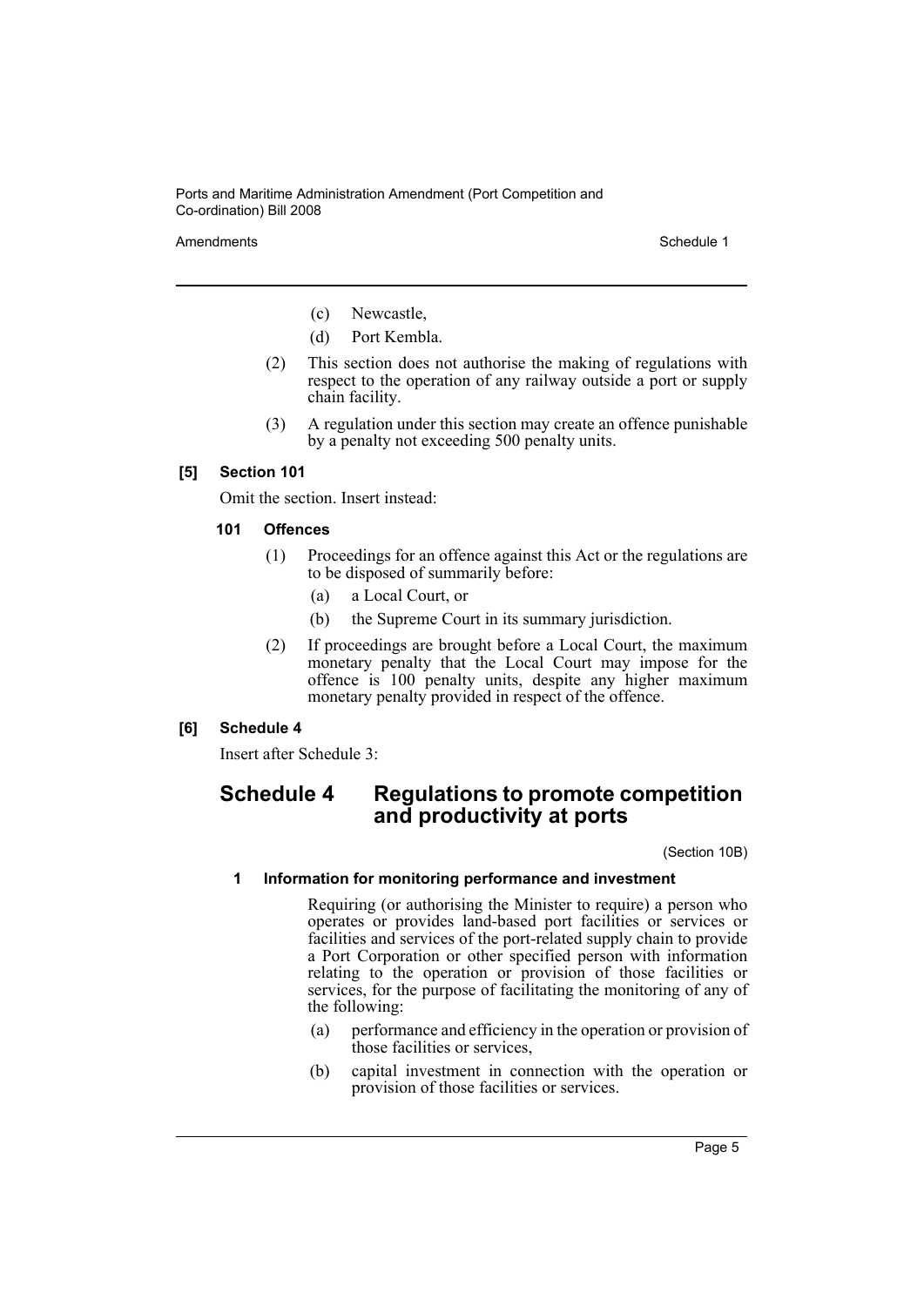(c) Newcastle,

(d) Port Kembla.

(2) This section does not authorise the making of regulations with respect to the operation of any railway outside a port or supply chain facility.

(3) A regulation under this section may create an offence punishable by a penalty not exceeding 500 penalty units.

**[5] Section 101**

Omit the section. Insert instead:

**101 Offences**

(1) Proceedings for an offence against this Act or the regulations are to be disposed of summarily before:

(a) a Local Court, or

(b) the Supreme Court in its summary jurisdiction.

(2) If proceedings are brought before a Local Court, the maximum monetary penalty that the Local Court may impose for the offence is 100 penalty units, despite any higher maximum monetary penalty provided in respect of the offence.

**[6] Schedule 4**

Insert after Schedule 3:

## Schedule 4 Regulations to promote competition and productivity at ports

(Section 10B)

**1 Information for monitoring performance and investment**

Requiring (or authorising the Minister to require) a person who operates or provides land-based port facilities or services or facilities and services of the port-related supply chain to provide a Port Corporation or other specified person with information relating to the operation or provision of those facilities or services, for the purpose of facilitating the monitoring of any of the following:

(a) performance and efficiency in the operation or provision of those facilities or services,

(b) capital investment in connection with the operation or provision of those facilities or services.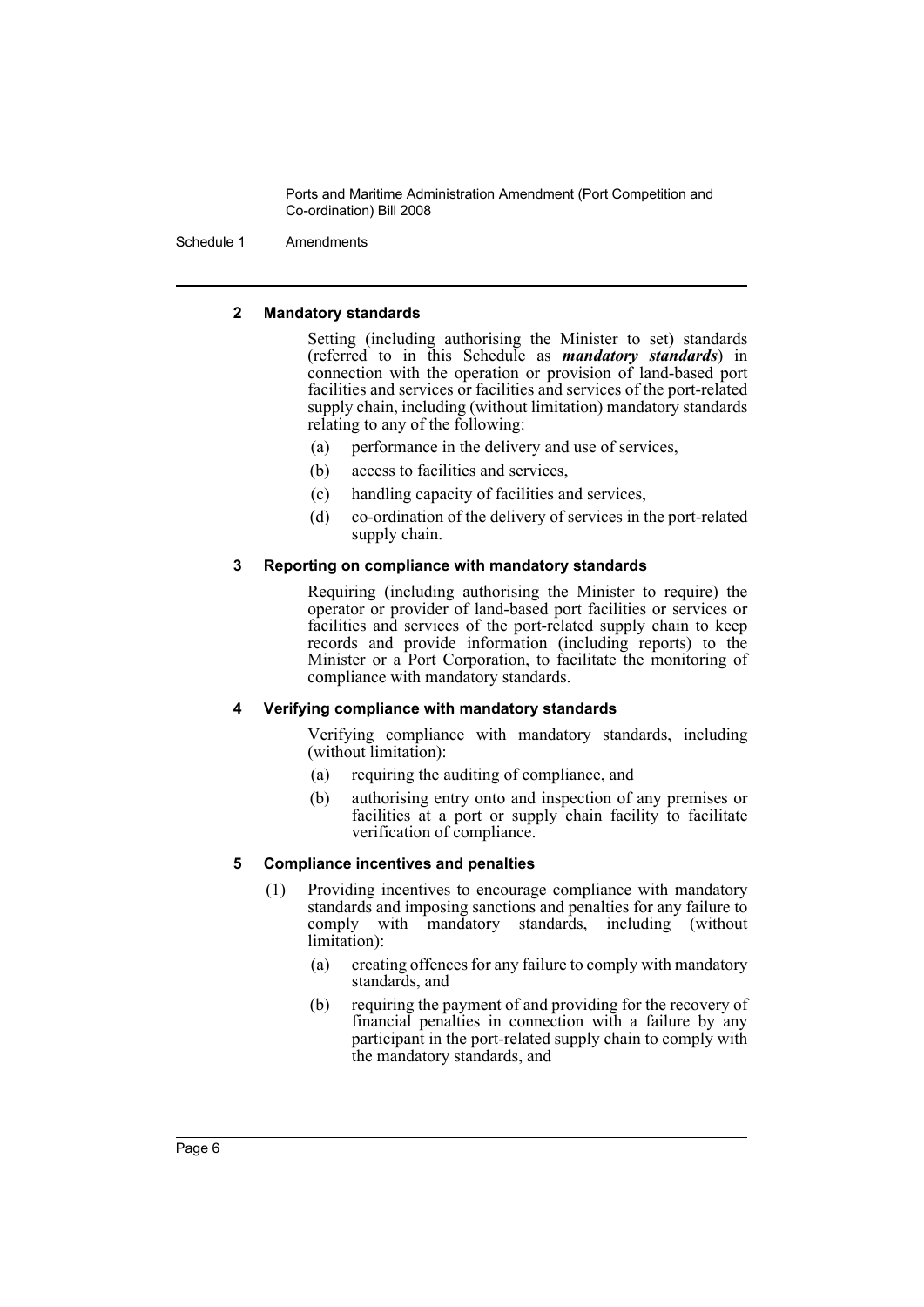#### 2 Mandatory standards

Setting (including authorising the Minister to set) standards (referred to in this Schedule as ***mandatory standards***) in connection with the operation or provision of land-based port facilities and services or facilities and services of the port-related supply chain, including (without limitation) mandatory standards relating to any of the following:

(a) performance in the delivery and use of services,

(b) access to facilities and services,

(c) handling capacity of facilities and services,

(d) co-ordination of the delivery of services in the port-related supply chain.

#### 3 Reporting on compliance with mandatory standards

Requiring (including authorising the Minister to require) the operator or provider of land-based port facilities or services or facilities and services of the port-related supply chain to keep records and provide information (including reports) to the Minister or a Port Corporation, to facilitate the monitoring of compliance with mandatory standards.

#### 4 Verifying compliance with mandatory standards

Verifying compliance with mandatory standards, including (without limitation):

(a) requiring the auditing of compliance, and

(b) authorising entry onto and inspection of any premises or facilities at a port or supply chain facility to facilitate verification of compliance.

#### 5 Compliance incentives and penalties

(1) Providing incentives to encourage compliance with mandatory standards and imposing sanctions and penalties for any failure to comply with mandatory standards, including (without limitation):

(a) creating offences for any failure to comply with mandatory standards, and

(b) requiring the payment of and providing for the recovery of financial penalties in connection with a failure by any participant in the port-related supply chain to comply with the mandatory standards, and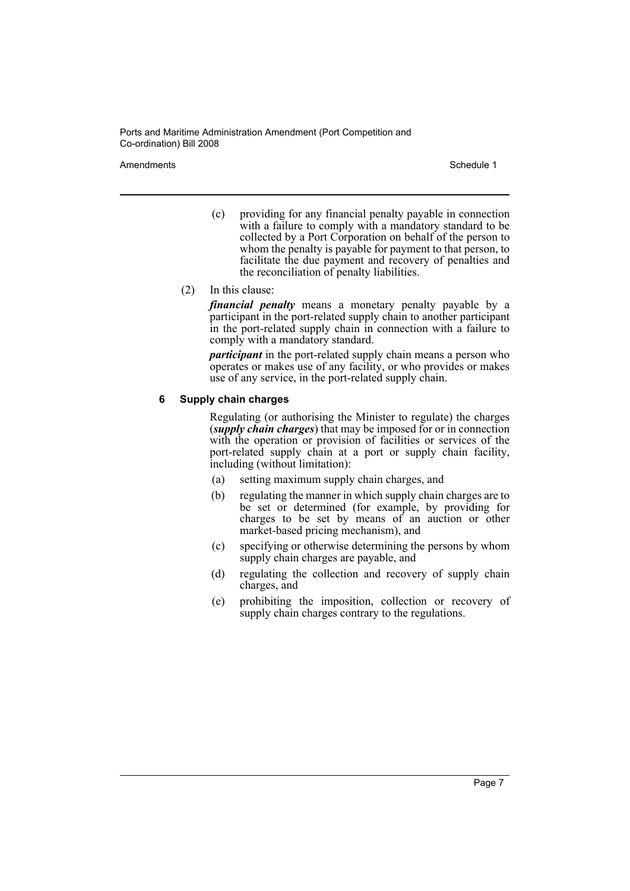(c) providing for any financial penalty payable in connection with a failure to comply with a mandatory standard to be collected by a Port Corporation on behalf of the person to whom the penalty is payable for payment to that person, to facilitate the due payment and recovery of penalties and the reconciliation of penalty liabilities.

(2) In this clause:

***financial penalty*** means a monetary penalty payable by a participant in the port-related supply chain to another participant in the port-related supply chain in connection with a failure to comply with a mandatory standard.

***participant*** in the port-related supply chain means a person who operates or makes use of any facility, or who provides or makes use of any service, in the port-related supply chain.

### 6 Supply chain charges

Regulating (or authorising the Minister to regulate) the charges (***supply chain charges***) that may be imposed for or in connection with the operation or provision of facilities or services of the port-related supply chain at a port or supply chain facility, including (without limitation):

(a) setting maximum supply chain charges, and

(b) regulating the manner in which supply chain charges are to be set or determined (for example, by providing for charges to be set by means of an auction or other market-based pricing mechanism), and

(c) specifying or otherwise determining the persons by whom supply chain charges are payable, and

(d) regulating the collection and recovery of supply chain charges, and

(e) prohibiting the imposition, collection or recovery of supply chain charges contrary to the regulations.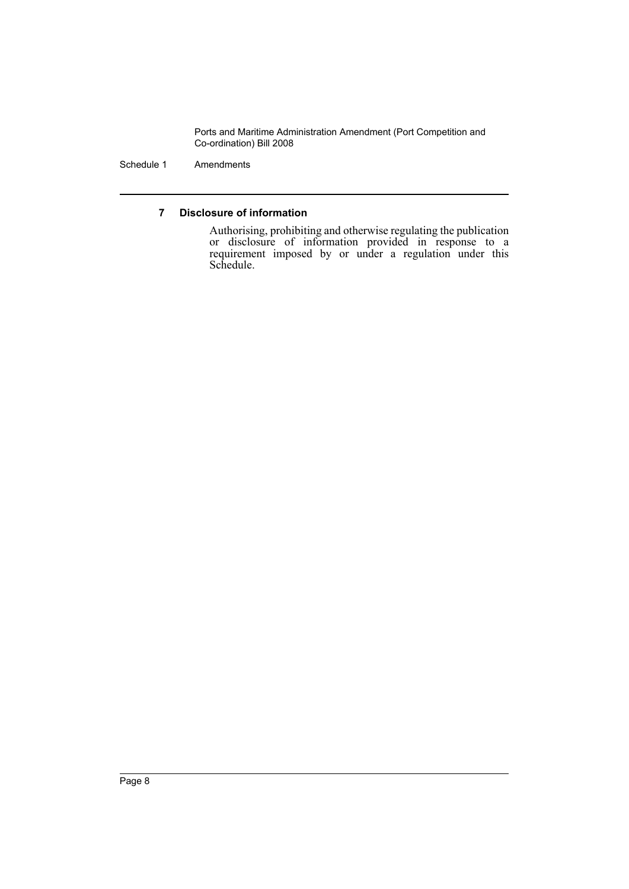### 7 Disclosure of information

Authorising, prohibiting and otherwise regulating the publication or disclosure of information provided in response to a requirement imposed by or under a regulation under this Schedule.